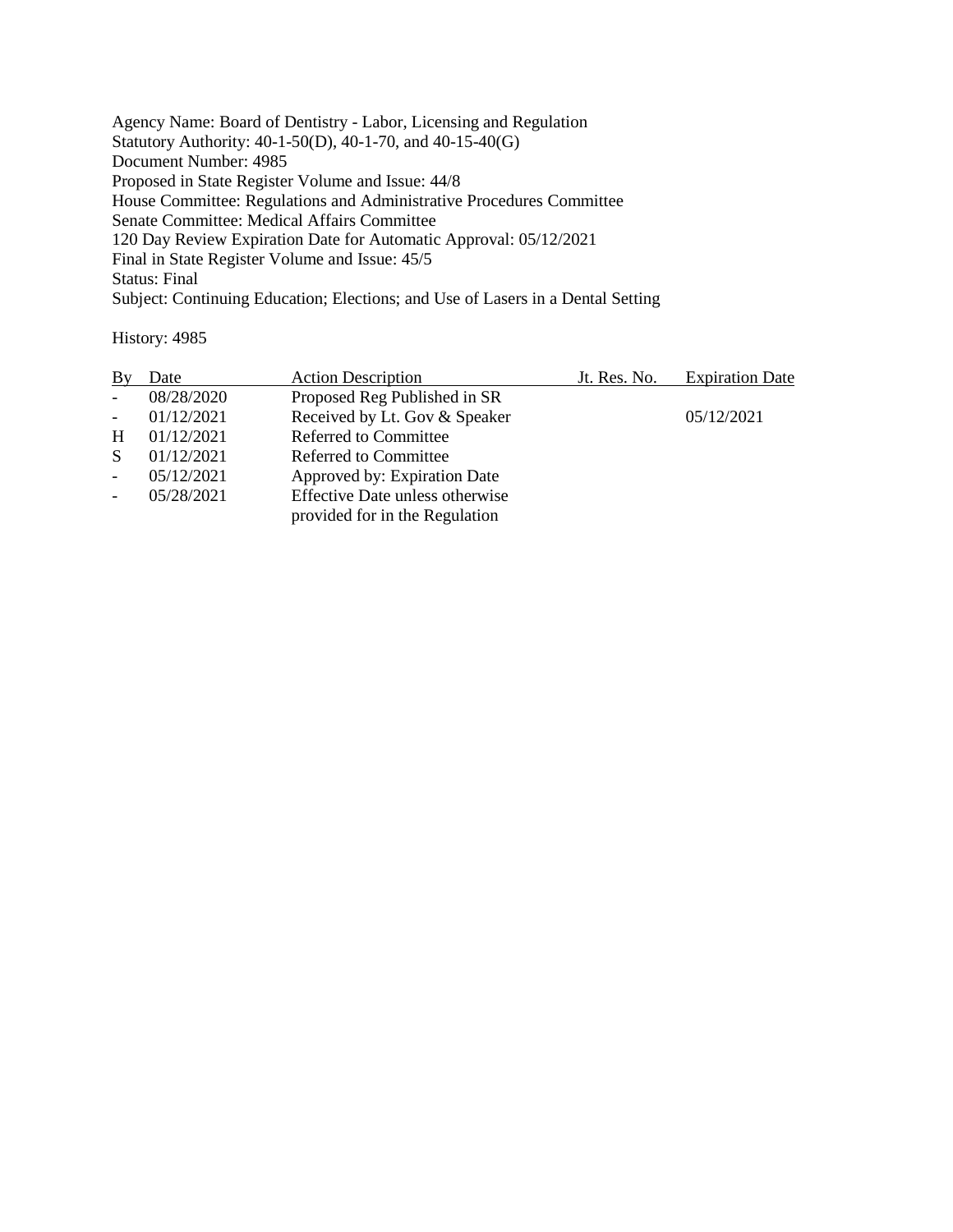Agency Name: Board of Dentistry - Labor, Licensing and Regulation
Statutory Authority: 40-1-50(D), 40-1-70, and 40-15-40(G)
Document Number: 4985
Proposed in State Register Volume and Issue: 44/8
House Committee: Regulations and Administrative Procedures Committee
Senate Committee: Medical Affairs Committee
120 Day Review Expiration Date for Automatic Approval: 05/12/2021
Final in State Register Volume and Issue: 45/5
Status: Final
Subject: Continuing Education; Elections; and Use of Lasers in a Dental Setting

History: 4985

| By | Date | Action Description | Jt. Res. No. | Expiration Date |
|---|---|---|---|---|
| - | 08/28/2020 | Proposed Reg Published in SR | | |
| - | 01/12/2021 | Received by Lt. Gov & Speaker | | 05/12/2021 |
| H | 01/12/2021 | Referred to Committee | | |
| S | 01/12/2021 | Referred to Committee | | |
| - | 05/12/2021 | Approved by: Expiration Date | | |
| - | 05/28/2021 | Effective Date unless otherwise provided for in the Regulation | | |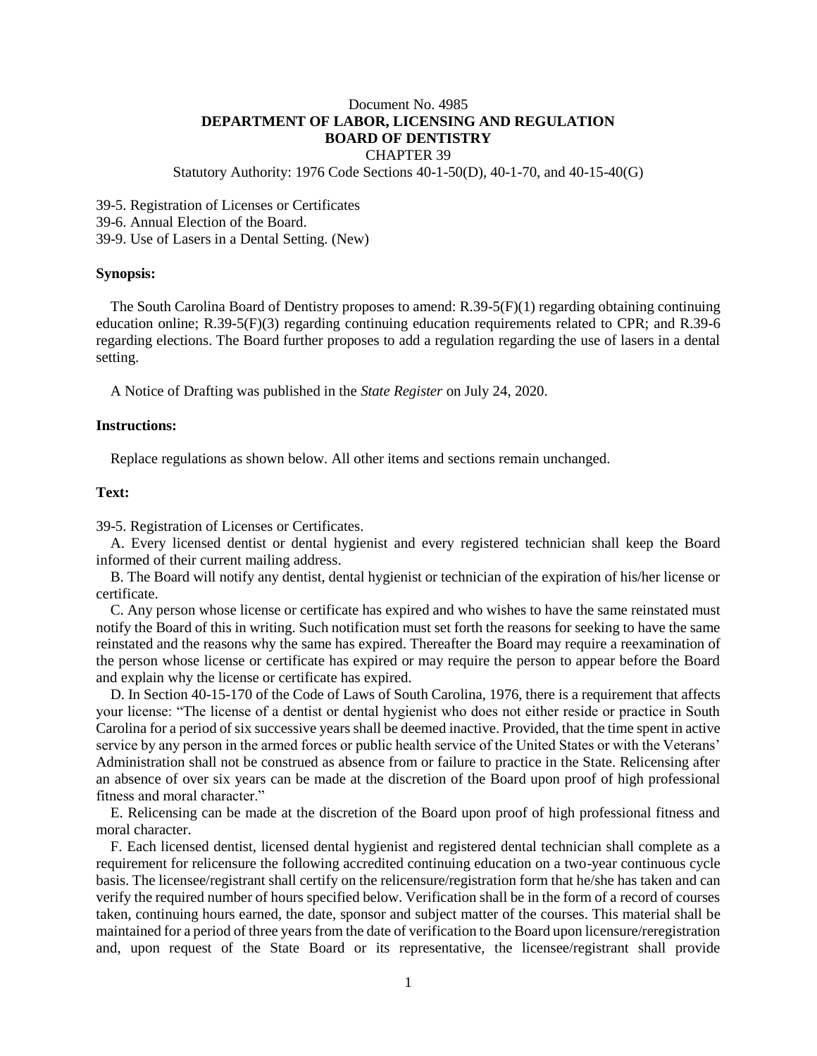Document No. 4985
**DEPARTMENT OF LABOR, LICENSING AND REGULATION**
**BOARD OF DENTISTRY**
CHAPTER 39
Statutory Authority: 1976 Code Sections 40-1-50(D), 40-1-70, and 40-15-40(G)

39-5. Registration of Licenses or Certificates
39-6. Annual Election of the Board.
39-9. Use of Lasers in a Dental Setting. (New)

**Synopsis:**

The South Carolina Board of Dentistry proposes to amend: R.39-5(F)(1) regarding obtaining continuing education online; R.39-5(F)(3) regarding continuing education requirements related to CPR; and R.39-6 regarding elections. The Board further proposes to add a regulation regarding the use of lasers in a dental setting.

A Notice of Drafting was published in the *State Register* on July 24, 2020.

**Instructions:**

Replace regulations as shown below. All other items and sections remain unchanged.

**Text:**

39-5. Registration of Licenses or Certificates.

A. Every licensed dentist or dental hygienist and every registered technician shall keep the Board informed of their current mailing address.

B. The Board will notify any dentist, dental hygienist or technician of the expiration of his/her license or certificate.

C. Any person whose license or certificate has expired and who wishes to have the same reinstated must notify the Board of this in writing. Such notification must set forth the reasons for seeking to have the same reinstated and the reasons why the same has expired. Thereafter the Board may require a reexamination of the person whose license or certificate has expired or may require the person to appear before the Board and explain why the license or certificate has expired.

D. In Section 40-15-170 of the Code of Laws of South Carolina, 1976, there is a requirement that affects your license: "The license of a dentist or dental hygienist who does not either reside or practice in South Carolina for a period of six successive years shall be deemed inactive. Provided, that the time spent in active service by any person in the armed forces or public health service of the United States or with the Veterans' Administration shall not be construed as absence from or failure to practice in the State. Relicensing after an absence of over six years can be made at the discretion of the Board upon proof of high professional fitness and moral character."

E. Relicensing can be made at the discretion of the Board upon proof of high professional fitness and moral character.

F. Each licensed dentist, licensed dental hygienist and registered dental technician shall complete as a requirement for relicensure the following accredited continuing education on a two-year continuous cycle basis. The licensee/registrant shall certify on the relicensure/registration form that he/she has taken and can verify the required number of hours specified below. Verification shall be in the form of a record of courses taken, continuing hours earned, the date, sponsor and subject matter of the courses. This material shall be maintained for a period of three years from the date of verification to the Board upon licensure/reregistration and, upon request of the State Board or its representative, the licensee/registrant shall provide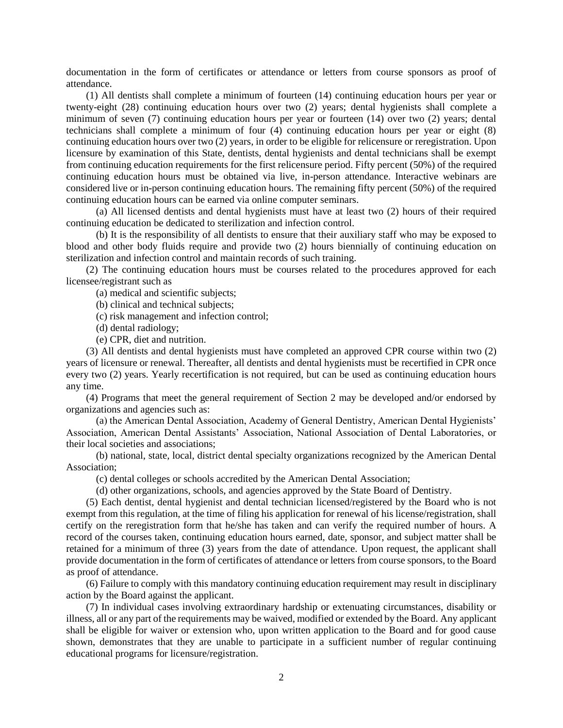documentation in the form of certificates or attendance or letters from course sponsors as proof of attendance.

(1) All dentists shall complete a minimum of fourteen (14) continuing education hours per year or twenty-eight (28) continuing education hours over two (2) years; dental hygienists shall complete a minimum of seven (7) continuing education hours per year or fourteen (14) over two (2) years; dental technicians shall complete a minimum of four (4) continuing education hours per year or eight (8) continuing education hours over two (2) years, in order to be eligible for relicensure or reregistration. Upon licensure by examination of this State, dentists, dental hygienists and dental technicians shall be exempt from continuing education requirements for the first relicensure period. Fifty percent (50%) of the required continuing education hours must be obtained via live, in-person attendance. Interactive webinars are considered live or in-person continuing education hours. The remaining fifty percent (50%) of the required continuing education hours can be earned via online computer seminars.

(a) All licensed dentists and dental hygienists must have at least two (2) hours of their required continuing education be dedicated to sterilization and infection control.

(b) It is the responsibility of all dentists to ensure that their auxiliary staff who may be exposed to blood and other body fluids require and provide two (2) hours biennially of continuing education on sterilization and infection control and maintain records of such training.

(2) The continuing education hours must be courses related to the procedures approved for each licensee/registrant such as

(a) medical and scientific subjects;

(b) clinical and technical subjects;

(c) risk management and infection control;

(d) dental radiology;

(e) CPR, diet and nutrition.

(3) All dentists and dental hygienists must have completed an approved CPR course within two (2) years of licensure or renewal. Thereafter, all dentists and dental hygienists must be recertified in CPR once every two (2) years. Yearly recertification is not required, but can be used as continuing education hours any time.

(4) Programs that meet the general requirement of Section 2 may be developed and/or endorsed by organizations and agencies such as:

(a) the American Dental Association, Academy of General Dentistry, American Dental Hygienists' Association, American Dental Assistants' Association, National Association of Dental Laboratories, or their local societies and associations;

(b) national, state, local, district dental specialty organizations recognized by the American Dental Association;

(c) dental colleges or schools accredited by the American Dental Association;

(d) other organizations, schools, and agencies approved by the State Board of Dentistry.

(5) Each dentist, dental hygienist and dental technician licensed/registered by the Board who is not exempt from this regulation, at the time of filing his application for renewal of his license/registration, shall certify on the reregistration form that he/she has taken and can verify the required number of hours. A record of the courses taken, continuing education hours earned, date, sponsor, and subject matter shall be retained for a minimum of three (3) years from the date of attendance. Upon request, the applicant shall provide documentation in the form of certificates of attendance or letters from course sponsors, to the Board as proof of attendance.

(6) Failure to comply with this mandatory continuing education requirement may result in disciplinary action by the Board against the applicant.

(7) In individual cases involving extraordinary hardship or extenuating circumstances, disability or illness, all or any part of the requirements may be waived, modified or extended by the Board. Any applicant shall be eligible for waiver or extension who, upon written application to the Board and for good cause shown, demonstrates that they are unable to participate in a sufficient number of regular continuing educational programs for licensure/registration.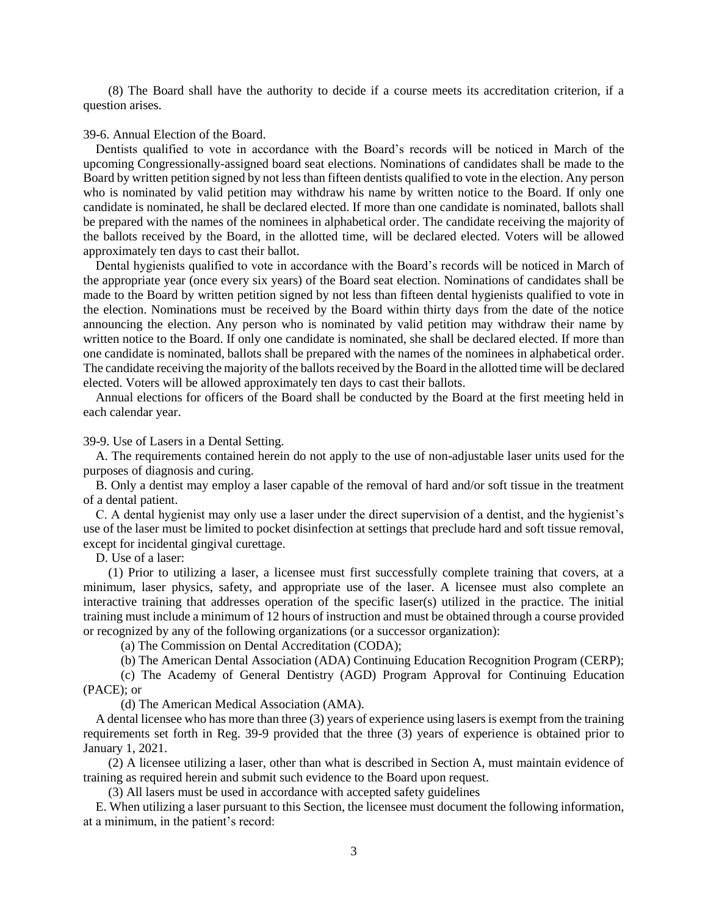(8) The Board shall have the authority to decide if a course meets its accreditation criterion, if a question arises.

39-6. Annual Election of the Board.

Dentists qualified to vote in accordance with the Board's records will be noticed in March of the upcoming Congressionally-assigned board seat elections. Nominations of candidates shall be made to the Board by written petition signed by not less than fifteen dentists qualified to vote in the election. Any person who is nominated by valid petition may withdraw his name by written notice to the Board. If only one candidate is nominated, he shall be declared elected. If more than one candidate is nominated, ballots shall be prepared with the names of the nominees in alphabetical order. The candidate receiving the majority of the ballots received by the Board, in the allotted time, will be declared elected. Voters will be allowed approximately ten days to cast their ballot.

Dental hygienists qualified to vote in accordance with the Board's records will be noticed in March of the appropriate year (once every six years) of the Board seat election. Nominations of candidates shall be made to the Board by written petition signed by not less than fifteen dental hygienists qualified to vote in the election. Nominations must be received by the Board within thirty days from the date of the notice announcing the election. Any person who is nominated by valid petition may withdraw their name by written notice to the Board. If only one candidate is nominated, she shall be declared elected. If more than one candidate is nominated, ballots shall be prepared with the names of the nominees in alphabetical order. The candidate receiving the majority of the ballots received by the Board in the allotted time will be declared elected. Voters will be allowed approximately ten days to cast their ballots.

Annual elections for officers of the Board shall be conducted by the Board at the first meeting held in each calendar year.

39-9. Use of Lasers in a Dental Setting.

A. The requirements contained herein do not apply to the use of non-adjustable laser units used for the purposes of diagnosis and curing.

B. Only a dentist may employ a laser capable of the removal of hard and/or soft tissue in the treatment of a dental patient.

C. A dental hygienist may only use a laser under the direct supervision of a dentist, and the hygienist's use of the laser must be limited to pocket disinfection at settings that preclude hard and soft tissue removal, except for incidental gingival curettage.

D. Use of a laser:

(1) Prior to utilizing a laser, a licensee must first successfully complete training that covers, at a minimum, laser physics, safety, and appropriate use of the laser. A licensee must also complete an interactive training that addresses operation of the specific laser(s) utilized in the practice. The initial training must include a minimum of 12 hours of instruction and must be obtained through a course provided or recognized by any of the following organizations (or a successor organization):

(a) The Commission on Dental Accreditation (CODA);

(b) The American Dental Association (ADA) Continuing Education Recognition Program (CERP);

(c) The Academy of General Dentistry (AGD) Program Approval for Continuing Education (PACE); or

(d) The American Medical Association (AMA).

A dental licensee who has more than three (3) years of experience using lasers is exempt from the training requirements set forth in Reg. 39-9 provided that the three (3) years of experience is obtained prior to January 1, 2021.

(2) A licensee utilizing a laser, other than what is described in Section A, must maintain evidence of training as required herein and submit such evidence to the Board upon request.

(3) All lasers must be used in accordance with accepted safety guidelines

E. When utilizing a laser pursuant to this Section, the licensee must document the following information, at a minimum, in the patient's record: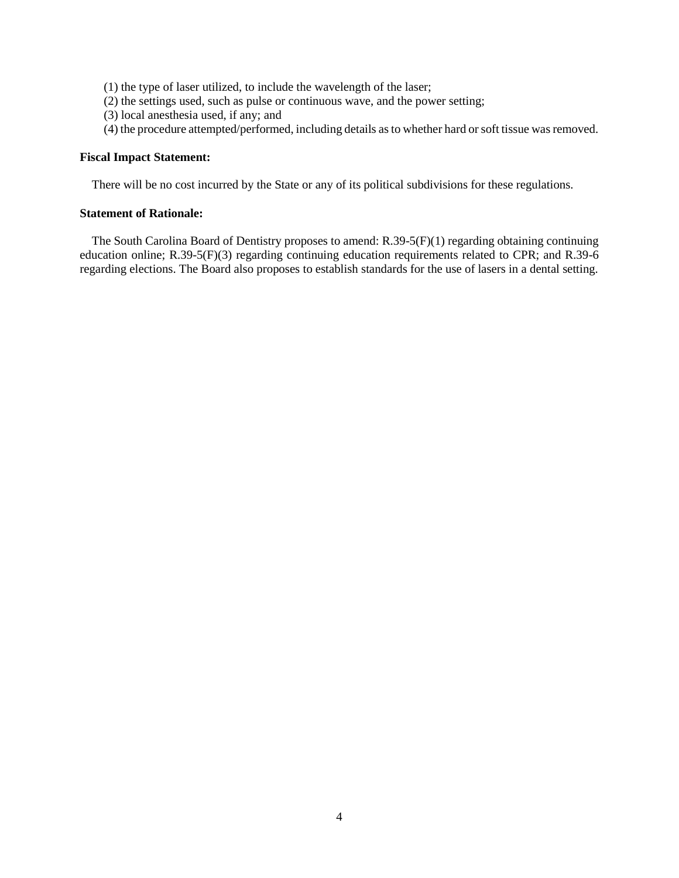(1) the type of laser utilized, to include the wavelength of the laser;
(2) the settings used, such as pulse or continuous wave, and the power setting;
(3) local anesthesia used, if any; and
(4) the procedure attempted/performed, including details as to whether hard or soft tissue was removed.

**Fiscal Impact Statement:**

There will be no cost incurred by the State or any of its political subdivisions for these regulations.

**Statement of Rationale:**

The South Carolina Board of Dentistry proposes to amend: R.39-5(F)(1) regarding obtaining continuing education online; R.39-5(F)(3) regarding continuing education requirements related to CPR; and R.39-6 regarding elections. The Board also proposes to establish standards for the use of lasers in a dental setting.